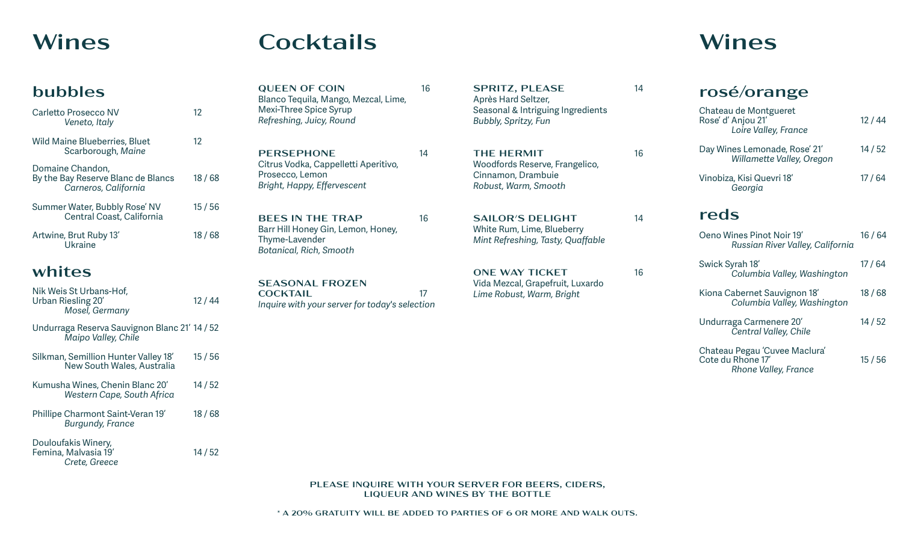# Wines

## bubbles

Carletto Prosecco NV — 12
*Veneto, Italy*

Wild Maine Blueberries, Bluet — 12
Scarborough, *Maine*

Domaine Chandon,
By the Bay Reserve Blanc de Blancs — 18 / 68
*Carneros, California*

Summer Water, Bubbly Rose' NV — 15 / 56
Central Coast, California

Artwine, Brut Ruby 13' — 18 / 68
Ukraine

## whites

Nik Weis St Urbans-Hof,
Urban Riesling 20' — 12 / 44
*Mosel, Germany*

Undurraga Reserva Sauvignon Blanc 21' — 14 / 52
*Maipo Valley, Chile*

Silkman, Semillion Hunter Valley 18' — 15 / 56
New South Wales, Australia

Kumusha Wines, Chenin Blanc 20' — 14 / 52
*Western Cape, South Africa*

Phillipe Charmont Saint-Veran 19' — 18 / 68
*Burgundy, France*

Douloufakis Winery,
Femina, Malvasia 19' — 14 / 52
*Crete, Greece*

# Cocktails

**QUEEN OF COIN** — 16
Blanco Tequila, Mango, Mezcal, Lime, Mexi-Three Spice Syrup
*Refreshing, Juicy, Round*

**PERSEPHONE** — 14
Citrus Vodka, Cappelletti Aperitivo, Prosecco, Lemon
*Bright, Happy, Effervescent*

**BEES IN THE TRAP** — 16
Barr Hill Honey Gin, Lemon, Honey, Thyme-Lavender
*Botanical, Rich, Smooth*

**SEASONAL FROZEN COCKTAIL** — 17
*Inquire with your server for today's selection*

**SPRITZ, PLEASE** — 14
Après Hard Seltzer, Seasonal & Intriguing Ingredients
*Bubbly, Spritzy, Fun*

**THE HERMIT** — 16
Woodfords Reserve, Frangelico, Cinnamon, Drambuie
*Robust, Warm, Smooth*

**SAILOR'S DELIGHT** — 14
White Rum, Lime, Blueberry
*Mint Refreshing, Tasty, Quaffable*

**ONE WAY TICKET** — 16
Vida Mezcal, Grapefruit, Luxardo
*Lime Robust, Warm, Bright*

# Wines

## rosé/orange

Chateau de Montgueret
Rose' d' Anjou 21' — 12 / 44
*Loire Valley, France*

Day Wines Lemonade, Rose' 21' — 14 / 52
*Willamette Valley, Oregon*

Vinobiza, Kisi Quevri 18' — 17 / 64
*Georgia*

## reds

Oeno Wines Pinot Noir 19' — 16 / 64
*Russian River Valley, California*

Swick Syrah 18' — 17 / 64
*Columbia Valley, Washington*

Kiona Cabernet Sauvignon 18' — 18 / 68
*Columbia Valley, Washington*

Undurraga Carmenere 20' — 14 / 52
*Central Valley, Chile*

Chateau Pegau 'Cuvee Maclura'
Cote du Rhone 17' — 15 / 56
*Rhone Valley, France*

PLEASE INQUIRE WITH YOUR SERVER FOR BEERS, CIDERS, LIQUEUR AND WINES BY THE BOTTLE

* A 20% GRATUITY WILL BE ADDED TO PARTIES OF 6 OR MORE AND WALK OUTS.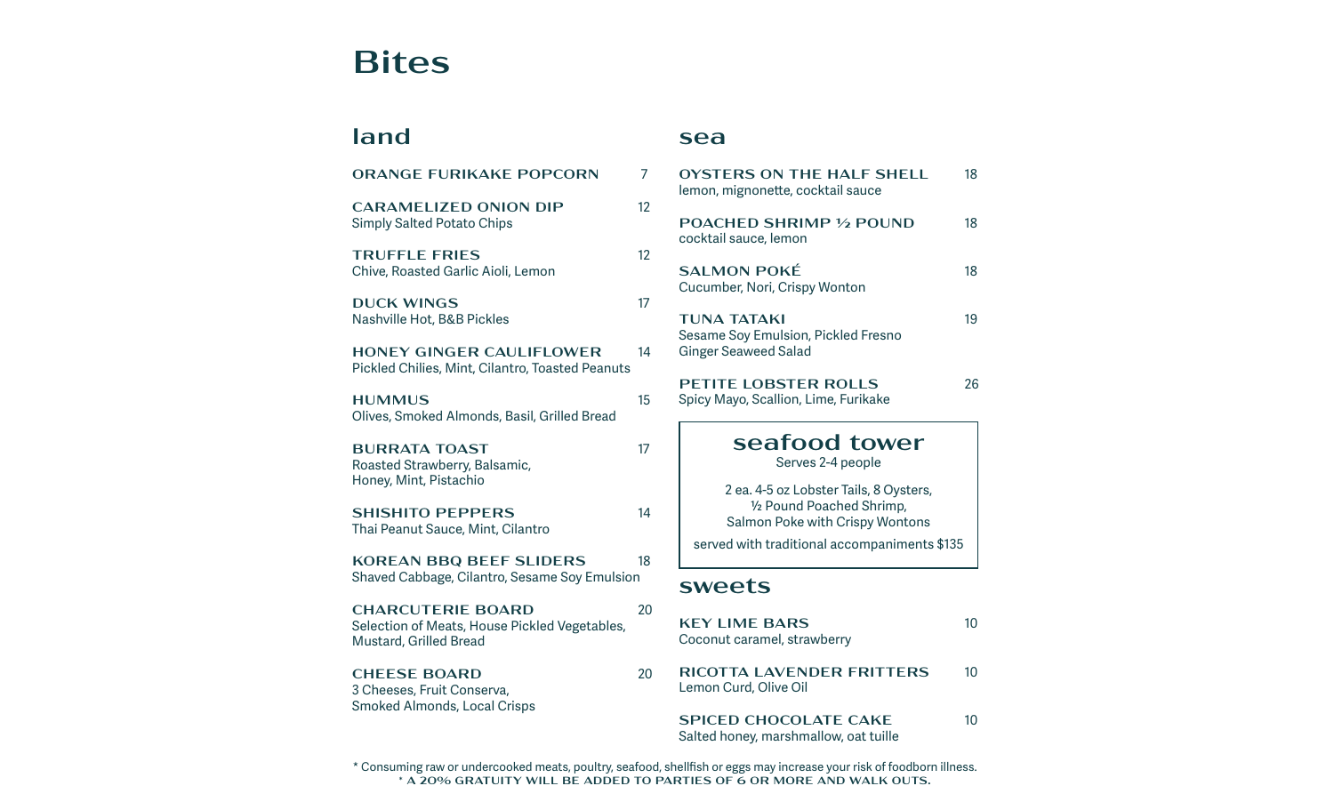# Bites

## land

**ORANGE FURIKAKE POPCORN** 7

**CARAMELIZED ONION DIP** 12
Simply Salted Potato Chips

**TRUFFLE FRIES** 12
Chive, Roasted Garlic Aioli, Lemon

**DUCK WINGS** 17
Nashville Hot, B&B Pickles

**HONEY GINGER CAULIFLOWER** 14
Pickled Chilies, Mint, Cilantro, Toasted Peanuts

**HUMMUS** 15
Olives, Smoked Almonds, Basil, Grilled Bread

**BURRATA TOAST** 17
Roasted Strawberry, Balsamic,
Honey, Mint, Pistachio

**SHISHITO PEPPERS** 14
Thai Peanut Sauce, Mint, Cilantro

**KOREAN BBQ BEEF SLIDERS** 18
Shaved Cabbage, Cilantro, Sesame Soy Emulsion

**CHARCUTERIE BOARD** 20
Selection of Meats, House Pickled Vegetables,
Mustard, Grilled Bread

**CHEESE BOARD** 20
3 Cheeses, Fruit Conserva,
Smoked Almonds, Local Crisps

## sea

**OYSTERS ON THE HALF SHELL** 18
lemon, mignonette, cocktail sauce

**POACHED SHRIMP ½ POUND** 18
cocktail sauce, lemon

**SALMON POKÉ** 18
Cucumber, Nori, Crispy Wonton

**TUNA TATAKI** 19
Sesame Soy Emulsion, Pickled Fresno
Ginger Seaweed Salad

**PETITE LOBSTER ROLLS** 26
Spicy Mayo, Scallion, Lime, Furikake

### seafood tower

Serves 2-4 people

2 ea. 4-5 oz Lobster Tails, 8 Oysters,
½ Pound Poached Shrimp,
Salmon Poke with Crispy Wontons

served with traditional accompaniments $135

## sweets

**KEY LIME BARS** 10
Coconut caramel, strawberry

**RICOTTA LAVENDER FRITTERS** 10
Lemon Curd, Olive Oil

**SPICED CHOCOLATE CAKE** 10
Salted honey, marshmallow, oat tuille

* Consuming raw or undercooked meats, poultry, seafood, shellfish or eggs may increase your risk of foodborn illness.
* A 20% GRATUITY WILL BE ADDED TO PARTIES OF 6 OR MORE AND WALK OUTS.